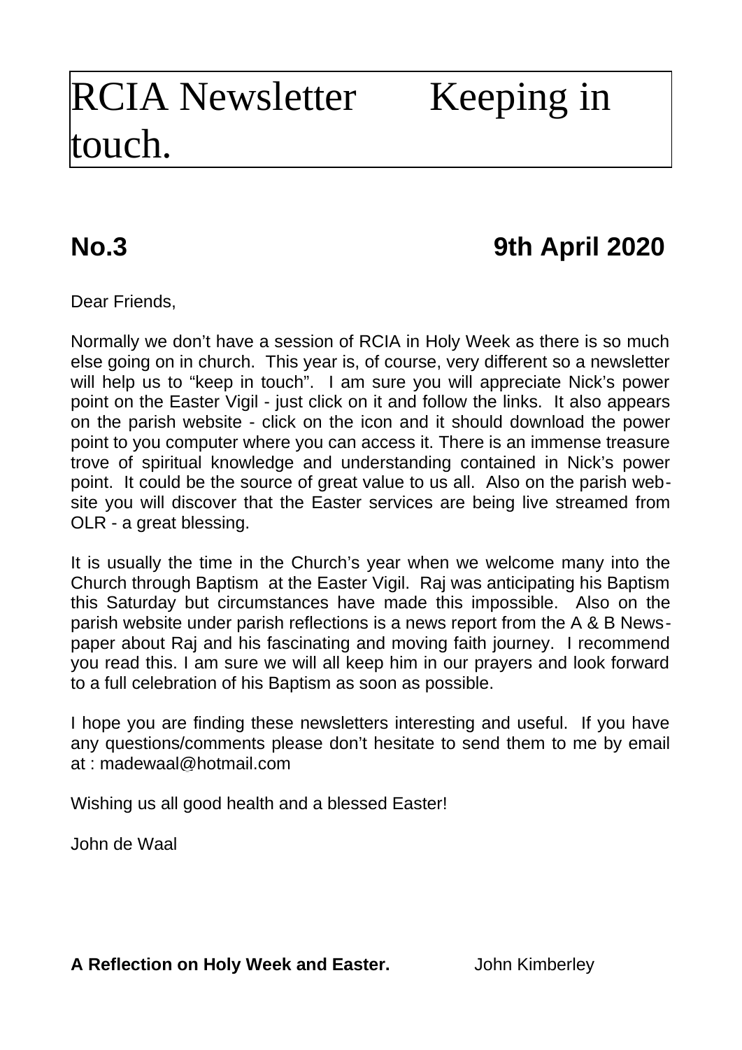# RCIA Newsletter Keeping in touch.

## No.3 9th April 2020

Dear Friends,

Normally we don't have a session of RCIA in Holy Week as there is so much else going on in church. This year is, of course, very different so a newsletter will help us to "keep in touch". I am sure you will appreciate Nick's power point on the Easter Vigil - just click on it and follow the links. It also appears on the parish website - click on the icon and it should download the power point to you computer where you can access it. There is an immense treasure trove of spiritual knowledge and understanding contained in Nick's power point. It could be the source of great value to us all. Also on the parish website you will discover that the Easter services are being live streamed from OLR - a great blessing.

It is usually the time in the Church's year when we welcome many into the Church through Baptism at the Easter Vigil. Raj was anticipating his Baptism this Saturday but circumstances have made this impossible. Also on the parish website under parish reflections is a news report from the A & B Newspaper about Raj and his fascinating and moving faith journey. I recommend you read this. I am sure we will all keep him in our prayers and look forward to a full celebration of his Baptism as soon as possible.

I hope you are finding these newsletters interesting and useful. If you have any questions/comments please don't hesitate to send them to me by email at : madewaal@hotmail.com

Wishing us all good health and a blessed Easter!

John de Waal

**A Reflection on Holy Week and Easter.** John Kimberley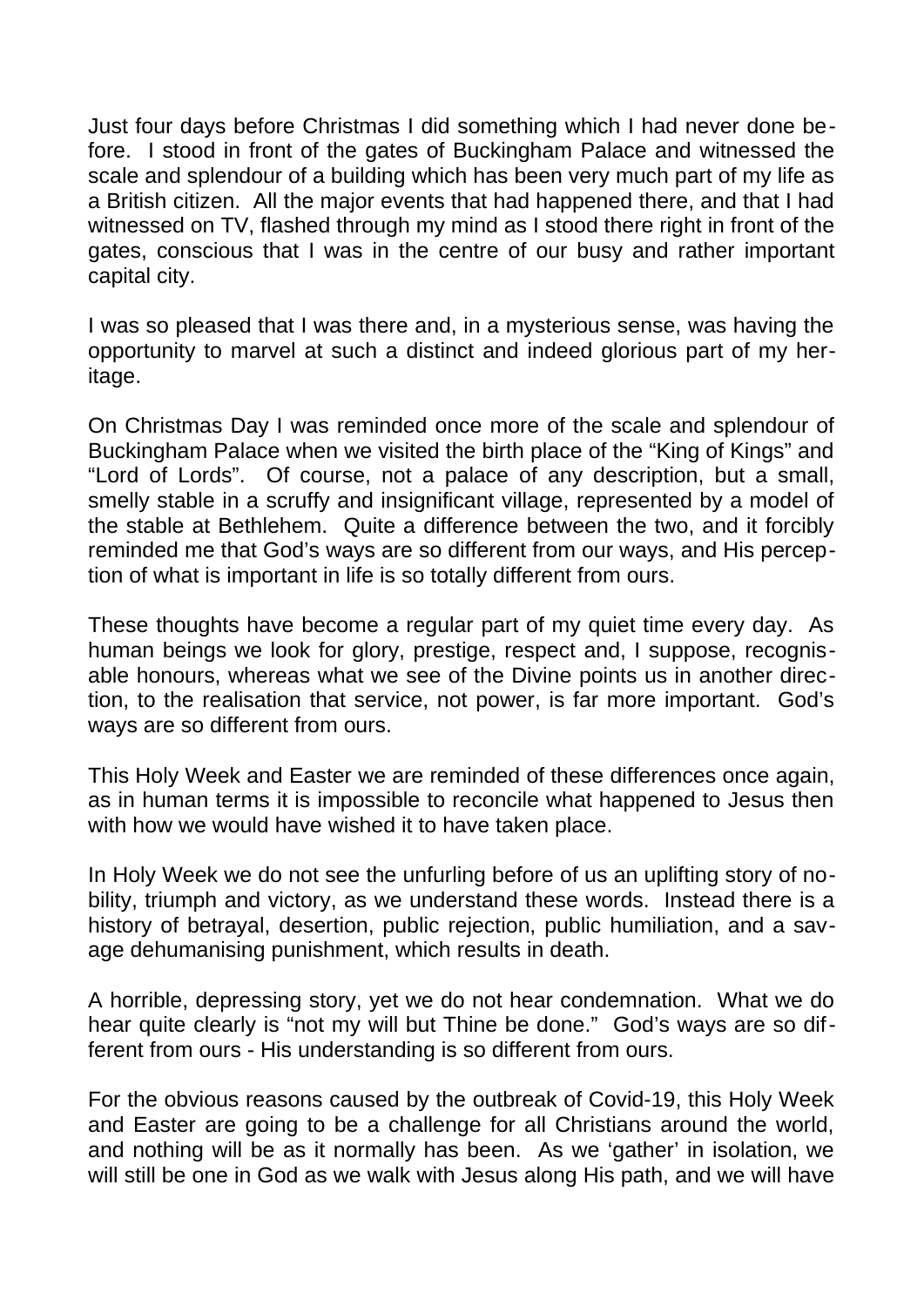Just four days before Christmas I did something which I had never done before. I stood in front of the gates of Buckingham Palace and witnessed the scale and splendour of a building which has been very much part of my life as a British citizen. All the major events that had happened there, and that I had witnessed on TV, flashed through my mind as I stood there right in front of the gates, conscious that I was in the centre of our busy and rather important capital city.

I was so pleased that I was there and, in a mysterious sense, was having the opportunity to marvel at such a distinct and indeed glorious part of my heritage.

On Christmas Day I was reminded once more of the scale and splendour of Buckingham Palace when we visited the birth place of the "King of Kings" and "Lord of Lords". Of course, not a palace of any description, but a small, smelly stable in a scruffy and insignificant village, represented by a model of the stable at Bethlehem. Quite a difference between the two, and it forcibly reminded me that God's ways are so different from our ways, and His perception of what is important in life is so totally different from ours.

These thoughts have become a regular part of my quiet time every day. As human beings we look for glory, prestige, respect and, I suppose, recognisable honours, whereas what we see of the Divine points us in another direction, to the realisation that service, not power, is far more important. God's ways are so different from ours.

This Holy Week and Easter we are reminded of these differences once again, as in human terms it is impossible to reconcile what happened to Jesus then with how we would have wished it to have taken place.

In Holy Week we do not see the unfurling before of us an uplifting story of nobility, triumph and victory, as we understand these words. Instead there is a history of betrayal, desertion, public rejection, public humiliation, and a savage dehumanising punishment, which results in death.

A horrible, depressing story, yet we do not hear condemnation. What we do hear quite clearly is "not my will but Thine be done." God's ways are so different from ours - His understanding is so different from ours.

For the obvious reasons caused by the outbreak of Covid-19, this Holy Week and Easter are going to be a challenge for all Christians around the world, and nothing will be as it normally has been. As we 'gather' in isolation, we will still be one in God as we walk with Jesus along His path, and we will have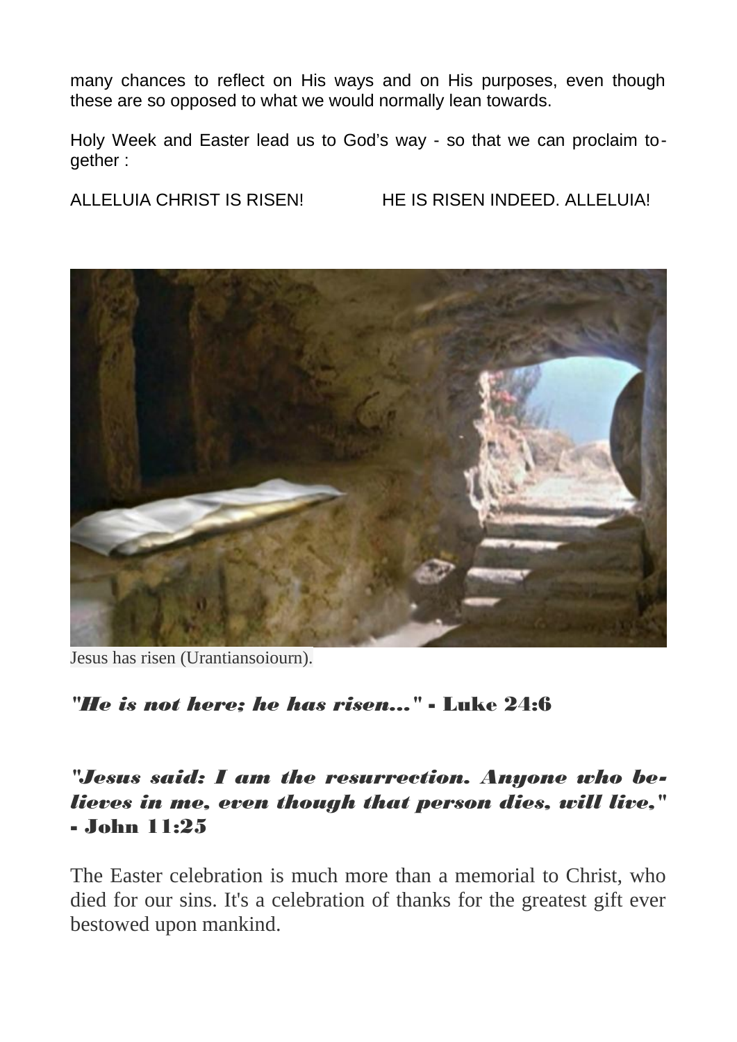many chances to reflect on His ways and on His purposes, even though these are so opposed to what we would normally lean towards.

Holy Week and Easter lead us to God's way - so that we can proclaim together :

ALLELUIA CHRIST IS RISEN! HE IS RISEN INDEED. ALLELUIA!

Jesus has risen (Urantiansoiourn).

***"He is not here; he has risen..." - Luke 24:6***

***"Jesus said: I am the resurrection. Anyone who believes in me, even though that person dies, will live," - John 11:25***

The Easter celebration is much more than a memorial to Christ, who died for our sins. It's a celebration of thanks for the greatest gift ever bestowed upon mankind.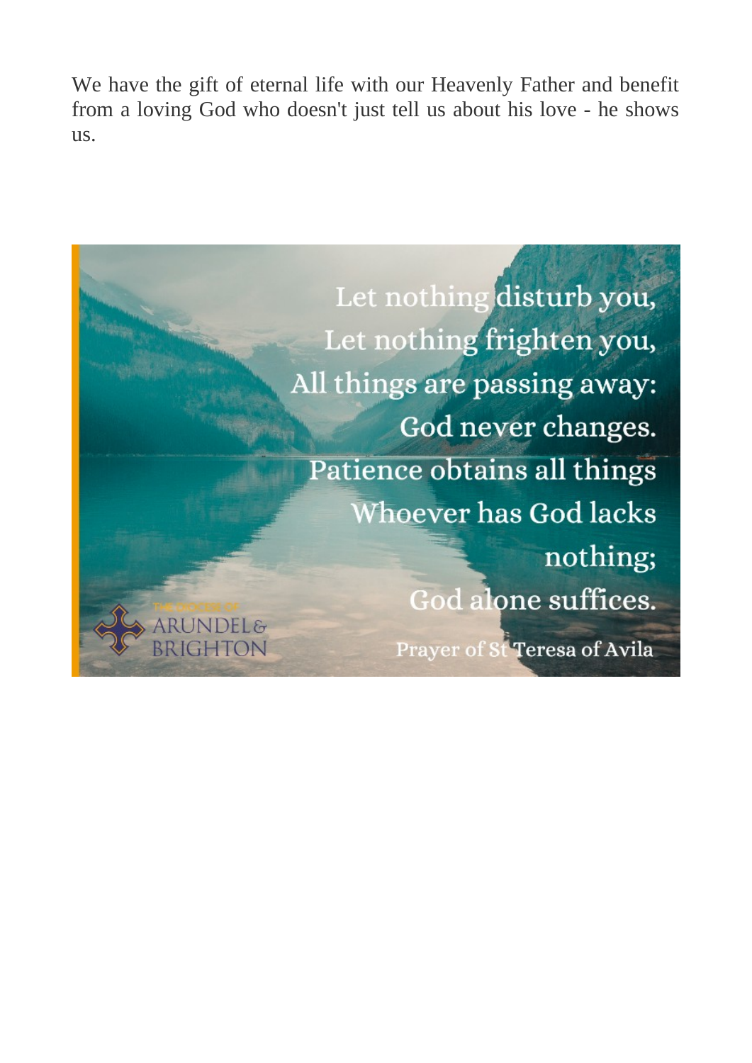We have the gift of eternal life with our Heavenly Father and benefit from a loving God who doesn't just tell us about his love - he shows us.

Let nothing disturb you,
Let nothing frighten you,
All things are passing away:
God never changes.
Patience obtains all things
Whoever has God lacks nothing;
God alone suffices.

Prayer of St Teresa of Avila

THE DIOCESE OF ARUNDEL & BRIGHTON